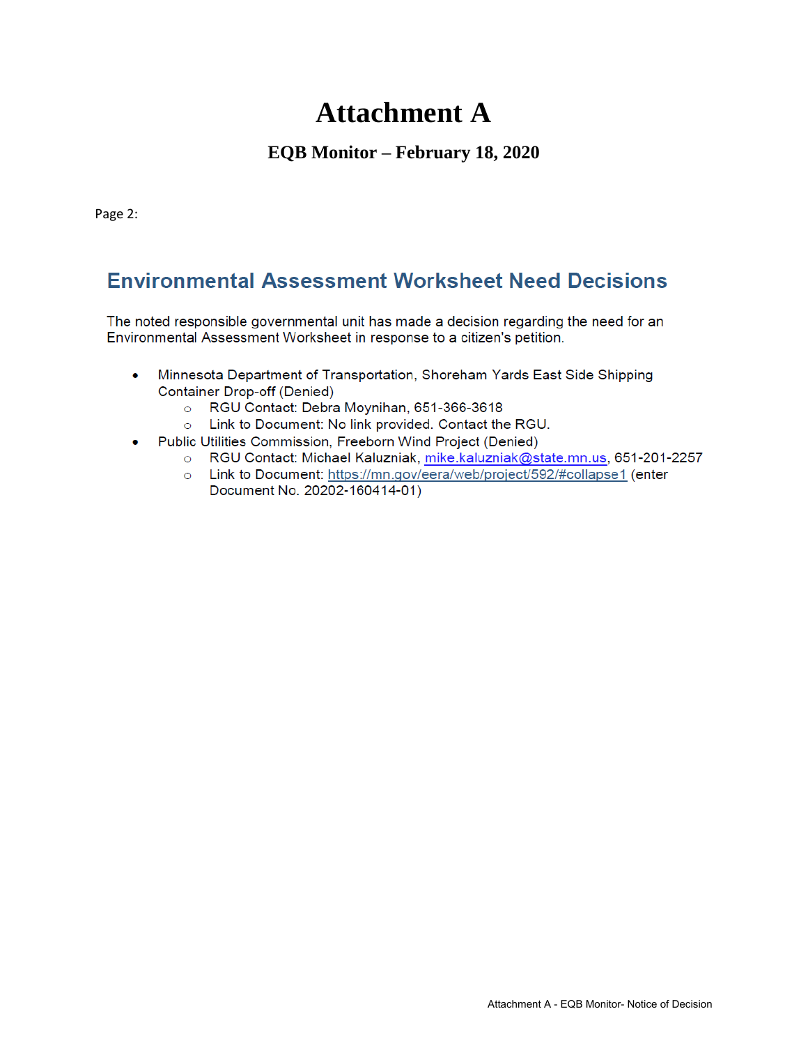# Attachment A

### EQB Monitor – February 18, 2020

Page 2:

## Environmental Assessment Worksheet Need Decisions

The noted responsible governmental unit has made a decision regarding the need for an Environmental Assessment Worksheet in response to a citizen's petition.

- Minnesota Department of Transportation, Shoreham Yards East Side Shipping Container Drop-off (Denied)
  - RGU Contact: Debra Moynihan, 651-366-3618
  - Link to Document: No link provided. Contact the RGU.
- Public Utilities Commission, Freeborn Wind Project (Denied)
  - RGU Contact: Michael Kaluzniak, mike.kaluzniak@state.mn.us, 651-201-2257
  - Link to Document: https://mn.gov/eera/web/project/592/#collapse1 (enter Document No. 20202-160414-01)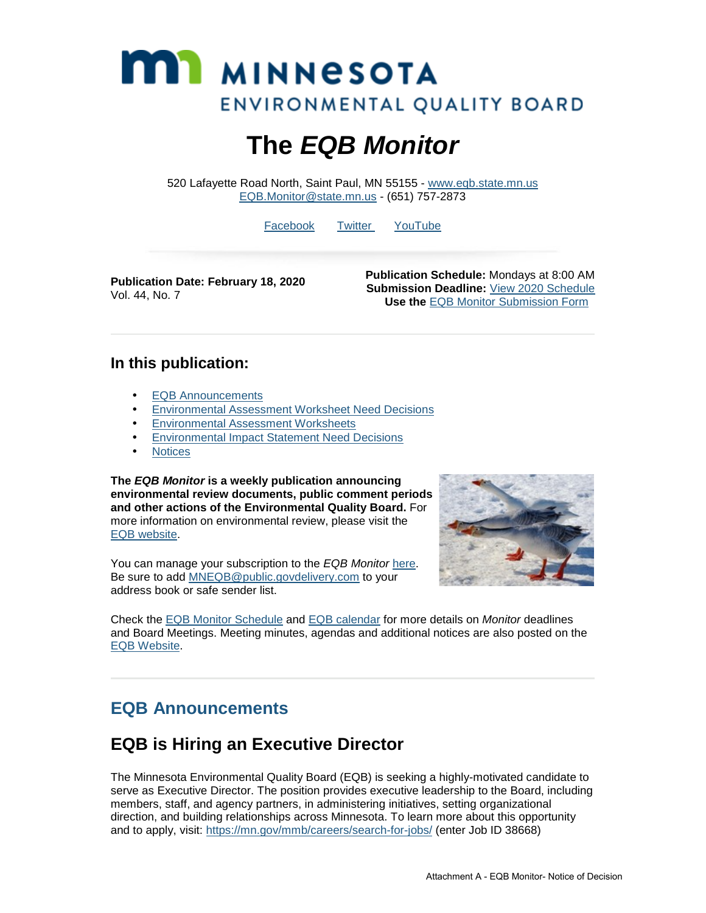# MINNESOTA ENVIRONMENTAL QUALITY BOARD

# The *EQB Monitor*

520 Lafayette Road North, Saint Paul, MN 55155 - www.eqb.state.mn.us
EQB.Monitor@state.mn.us - (651) 757-2873

Facebook Twitter YouTube

**Publication Date: February 18, 2020**
Vol. 44, No. 7

**Publication Schedule:** Mondays at 8:00 AM
**Submission Deadline:** View 2020 Schedule
**Use the** EQB Monitor Submission Form

## In this publication:

- EQB Announcements
- Environmental Assessment Worksheet Need Decisions
- Environmental Assessment Worksheets
- Environmental Impact Statement Need Decisions
- Notices

**The *EQB Monitor* is a weekly publication announcing environmental review documents, public comment periods and other actions of the Environmental Quality Board.** For more information on environmental review, please visit the EQB website.

You can manage your subscription to the *EQB Monitor* here. Be sure to add MNEQB@public.govdelivery.com to your address book or safe sender list.

Check the EQB Monitor Schedule and EQB calendar for more details on *Monitor* deadlines and Board Meetings. Meeting minutes, agendas and additional notices are also posted on the EQB Website.

## EQB Announcements

## EQB is Hiring an Executive Director

The Minnesota Environmental Quality Board (EQB) is seeking a highly-motivated candidate to serve as Executive Director. The position provides executive leadership to the Board, including members, staff, and agency partners, in administering initiatives, setting organizational direction, and building relationships across Minnesota. To learn more about this opportunity and to apply, visit: https://mn.gov/mmb/careers/search-for-jobs/ (enter Job ID 38668)

Attachment A - EQB Monitor- Notice of Decision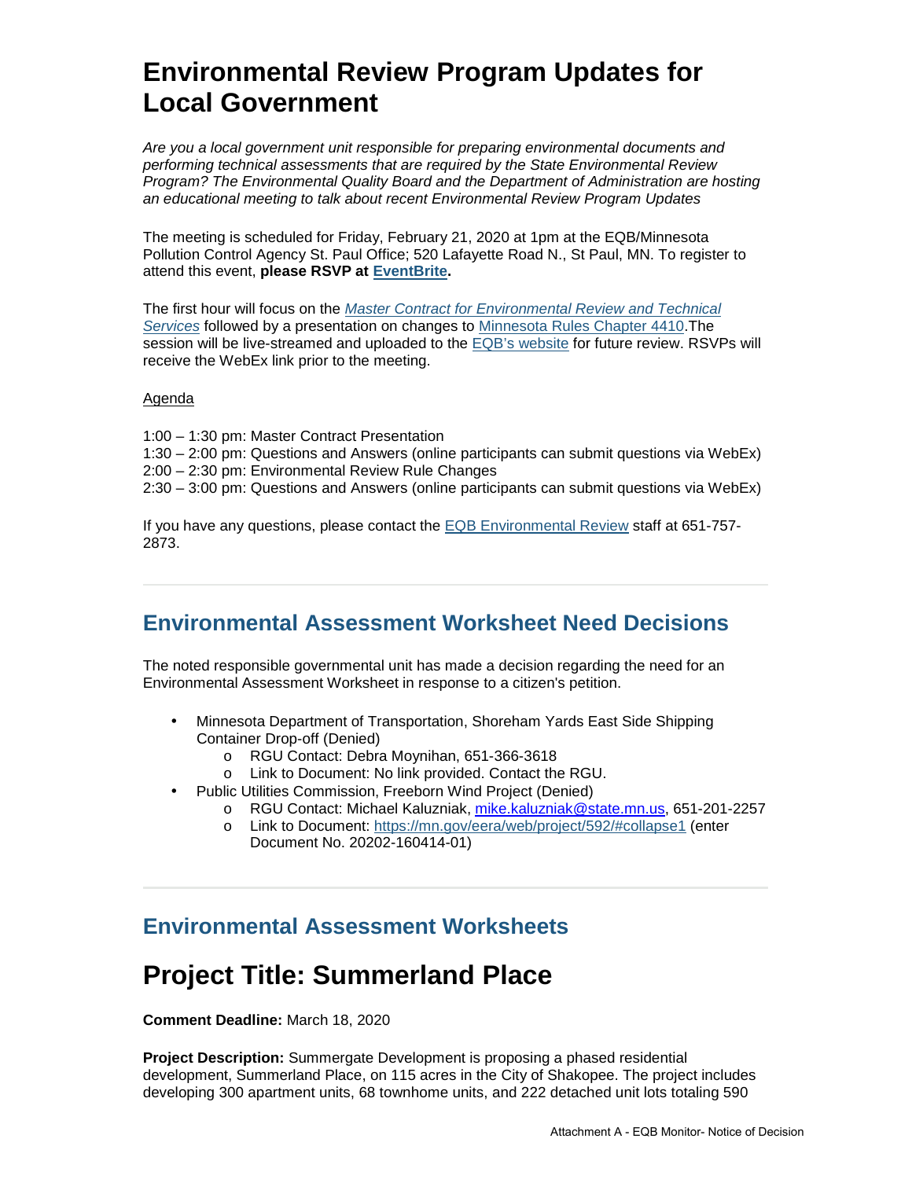# Environmental Review Program Updates for Local Government

*Are you a local government unit responsible for preparing environmental documents and performing technical assessments that are required by the State Environmental Review Program? The Environmental Quality Board and the Department of Administration are hosting an educational meeting to talk about recent Environmental Review Program Updates*

The meeting is scheduled for Friday, February 21, 2020 at 1pm at the EQB/Minnesota Pollution Control Agency St. Paul Office; 520 Lafayette Road N., St Paul, MN. To register to attend this event, **please RSVP at EventBrite.**

The first hour will focus on the *Master Contract for Environmental Review and Technical Services* followed by a presentation on changes to Minnesota Rules Chapter 4410.The session will be live-streamed and uploaded to the EQB's website for future review. RSVPs will receive the WebEx link prior to the meeting.

Agenda

1:00 – 1:30 pm: Master Contract Presentation
1:30 – 2:00 pm: Questions and Answers (online participants can submit questions via WebEx)
2:00 – 2:30 pm: Environmental Review Rule Changes
2:30 – 3:00 pm: Questions and Answers (online participants can submit questions via WebEx)

If you have any questions, please contact the EQB Environmental Review staff at 651-757-2873.

---

## Environmental Assessment Worksheet Need Decisions

The noted responsible governmental unit has made a decision regarding the need for an Environmental Assessment Worksheet in response to a citizen's petition.

- Minnesota Department of Transportation, Shoreham Yards East Side Shipping Container Drop-off (Denied)
  - RGU Contact: Debra Moynihan, 651-366-3618
  - Link to Document: No link provided. Contact the RGU.
- Public Utilities Commission, Freeborn Wind Project (Denied)
  - RGU Contact: Michael Kaluzniak, mike.kaluzniak@state.mn.us, 651-201-2257
  - Link to Document: https://mn.gov/eera/web/project/592/#collapse1 (enter Document No. 20202-160414-01)

---

## Environmental Assessment Worksheets

# Project Title: Summerland Place

**Comment Deadline:** March 18, 2020

**Project Description:** Summergate Development is proposing a phased residential development, Summerland Place, on 115 acres in the City of Shakopee. The project includes developing 300 apartment units, 68 townhome units, and 222 detached unit lots totaling 590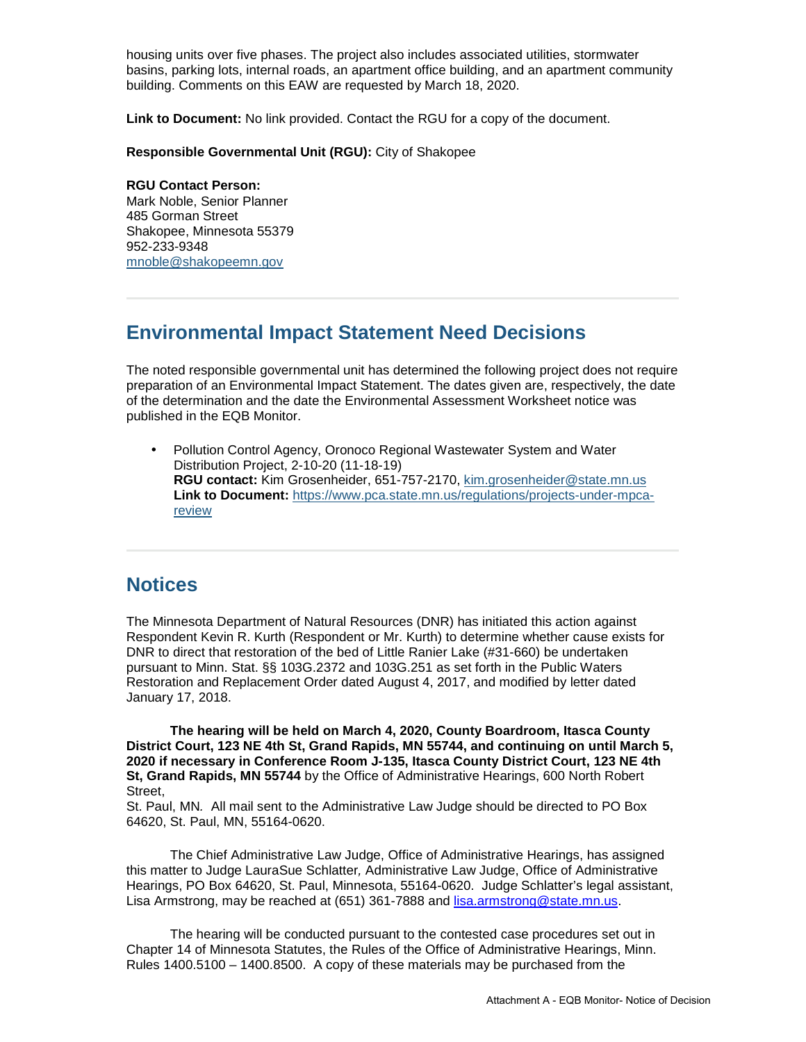housing units over five phases. The project also includes associated utilities, stormwater basins, parking lots, internal roads, an apartment office building, and an apartment community building. Comments on this EAW are requested by March 18, 2020.

**Link to Document:** No link provided. Contact the RGU for a copy of the document.

**Responsible Governmental Unit (RGU):** City of Shakopee

**RGU Contact Person:**
Mark Noble, Senior Planner
485 Gorman Street
Shakopee, Minnesota 55379
952-233-9348
mnoble@shakopeemn.gov

---

## Environmental Impact Statement Need Decisions

The noted responsible governmental unit has determined the following project does not require preparation of an Environmental Impact Statement. The dates given are, respectively, the date of the determination and the date the Environmental Assessment Worksheet notice was published in the EQB Monitor.

- Pollution Control Agency, Oronoco Regional Wastewater System and Water Distribution Project, 2-10-20 (11-18-19)
  **RGU contact:** Kim Grosenheider, 651-757-2170, kim.grosenheider@state.mn.us
  **Link to Document:** https://www.pca.state.mn.us/regulations/projects-under-mpca-review

---

## Notices

The Minnesota Department of Natural Resources (DNR) has initiated this action against Respondent Kevin R. Kurth (Respondent or Mr. Kurth) to determine whether cause exists for DNR to direct that restoration of the bed of Little Ranier Lake (#31-660) be undertaken pursuant to Minn. Stat. §§ 103G.2372 and 103G.251 as set forth in the Public Waters Restoration and Replacement Order dated August 4, 2017, and modified by letter dated January 17, 2018.

**The hearing will be held on March 4, 2020, County Boardroom, Itasca County District Court, 123 NE 4th St, Grand Rapids, MN 55744, and continuing on until March 5, 2020 if necessary in Conference Room J-135, Itasca County District Court, 123 NE 4th St, Grand Rapids, MN 55744** by the Office of Administrative Hearings, 600 North Robert Street,
St. Paul, MN. All mail sent to the Administrative Law Judge should be directed to PO Box 64620, St. Paul, MN, 55164-0620.

The Chief Administrative Law Judge, Office of Administrative Hearings, has assigned this matter to Judge LauraSue Schlatter, Administrative Law Judge, Office of Administrative Hearings, PO Box 64620, St. Paul, Minnesota, 55164-0620. Judge Schlatter's legal assistant, Lisa Armstrong, may be reached at (651) 361-7888 and lisa.armstrong@state.mn.us.

The hearing will be conducted pursuant to the contested case procedures set out in Chapter 14 of Minnesota Statutes, the Rules of the Office of Administrative Hearings, Minn. Rules 1400.5100 – 1400.8500. A copy of these materials may be purchased from the

Attachment A - EQB Monitor- Notice of Decision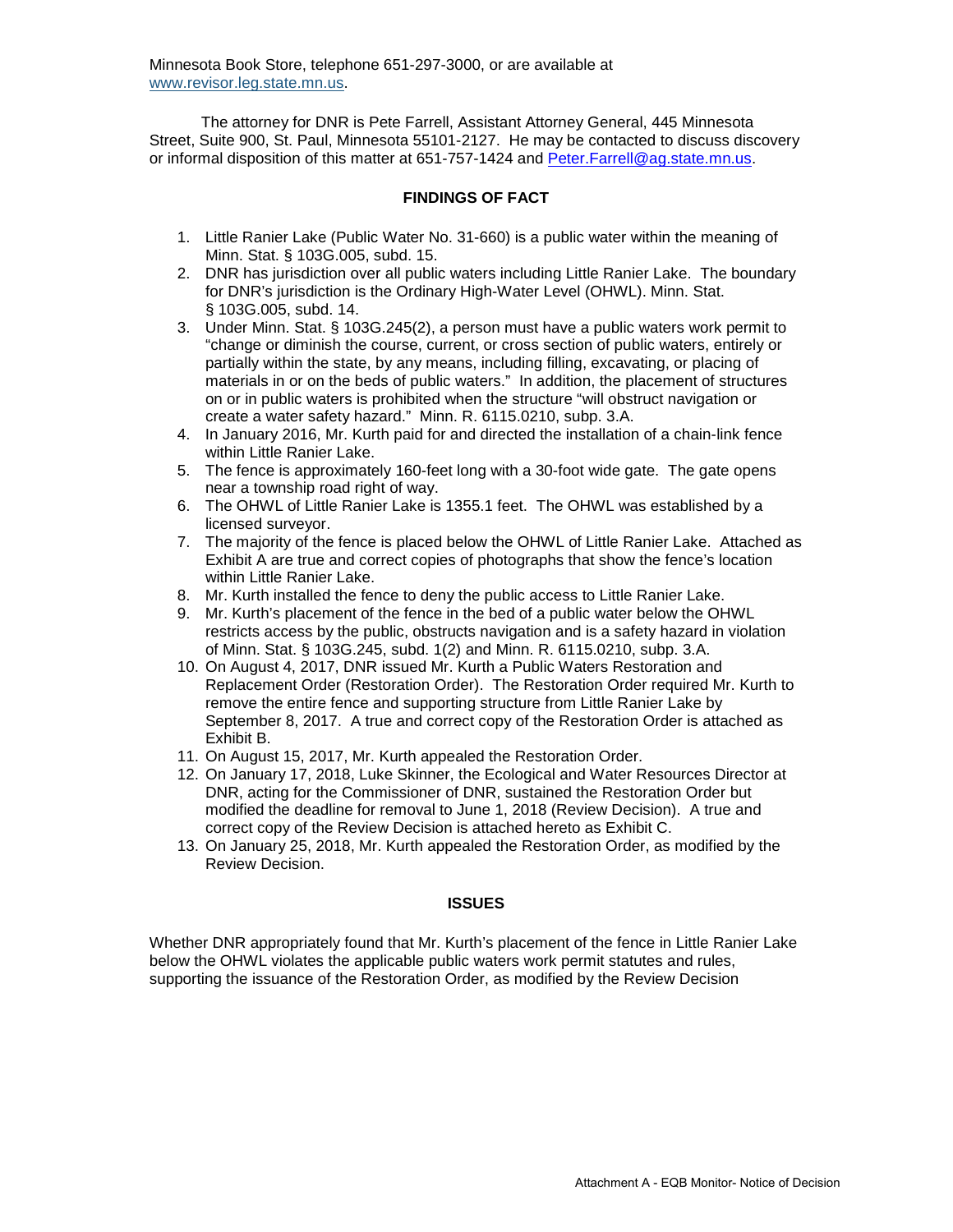Minnesota Book Store, telephone 651-297-3000, or are available at www.revisor.leg.state.mn.us.

The attorney for DNR is Pete Farrell, Assistant Attorney General, 445 Minnesota Street, Suite 900, St. Paul, Minnesota 55101-2127. He may be contacted to discuss discovery or informal disposition of this matter at 651-757-1424 and Peter.Farrell@ag.state.mn.us.

## FINDINGS OF FACT

1. Little Ranier Lake (Public Water No. 31-660) is a public water within the meaning of Minn. Stat. § 103G.005, subd. 15.
2. DNR has jurisdiction over all public waters including Little Ranier Lake. The boundary for DNR's jurisdiction is the Ordinary High-Water Level (OHWL). Minn. Stat. § 103G.005, subd. 14.
3. Under Minn. Stat. § 103G.245(2), a person must have a public waters work permit to "change or diminish the course, current, or cross section of public waters, entirely or partially within the state, by any means, including filling, excavating, or placing of materials in or on the beds of public waters." In addition, the placement of structures on or in public waters is prohibited when the structure "will obstruct navigation or create a water safety hazard." Minn. R. 6115.0210, subp. 3.A.
4. In January 2016, Mr. Kurth paid for and directed the installation of a chain-link fence within Little Ranier Lake.
5. The fence is approximately 160-feet long with a 30-foot wide gate. The gate opens near a township road right of way.
6. The OHWL of Little Ranier Lake is 1355.1 feet. The OHWL was established by a licensed surveyor.
7. The majority of the fence is placed below the OHWL of Little Ranier Lake. Attached as Exhibit A are true and correct copies of photographs that show the fence's location within Little Ranier Lake.
8. Mr. Kurth installed the fence to deny the public access to Little Ranier Lake.
9. Mr. Kurth's placement of the fence in the bed of a public water below the OHWL restricts access by the public, obstructs navigation and is a safety hazard in violation of Minn. Stat. § 103G.245, subd. 1(2) and Minn. R. 6115.0210, subp. 3.A.
10. On August 4, 2017, DNR issued Mr. Kurth a Public Waters Restoration and Replacement Order (Restoration Order). The Restoration Order required Mr. Kurth to remove the entire fence and supporting structure from Little Ranier Lake by September 8, 2017. A true and correct copy of the Restoration Order is attached as Exhibit B.
11. On August 15, 2017, Mr. Kurth appealed the Restoration Order.
12. On January 17, 2018, Luke Skinner, the Ecological and Water Resources Director at DNR, acting for the Commissioner of DNR, sustained the Restoration Order but modified the deadline for removal to June 1, 2018 (Review Decision). A true and correct copy of the Review Decision is attached hereto as Exhibit C.
13. On January 25, 2018, Mr. Kurth appealed the Restoration Order, as modified by the Review Decision.

## ISSUES

Whether DNR appropriately found that Mr. Kurth's placement of the fence in Little Ranier Lake below the OHWL violates the applicable public waters work permit statutes and rules, supporting the issuance of the Restoration Order, as modified by the Review Decision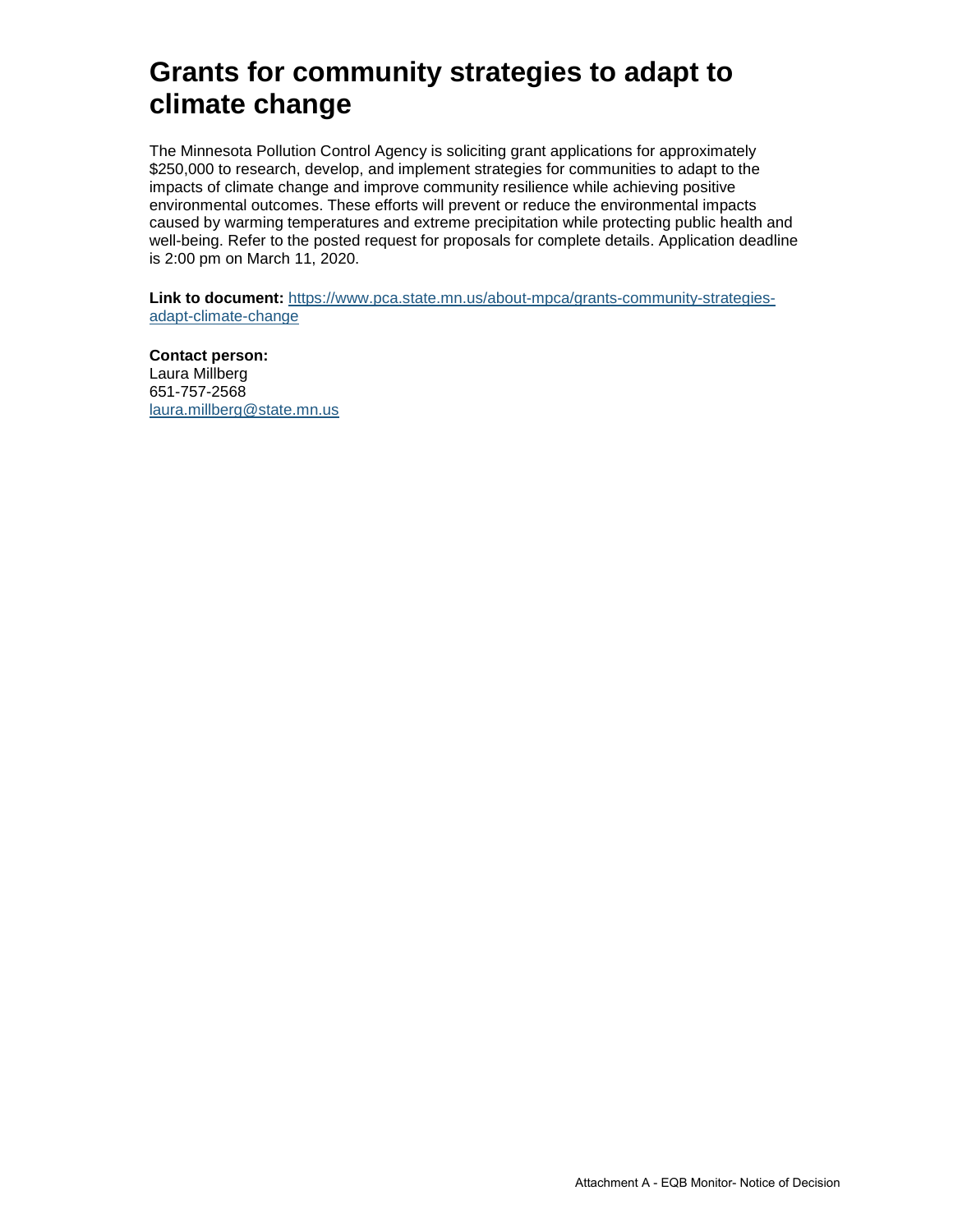# Grants for community strategies to adapt to climate change

The Minnesota Pollution Control Agency is soliciting grant applications for approximately $250,000 to research, develop, and implement strategies for communities to adapt to the impacts of climate change and improve community resilience while achieving positive environmental outcomes. These efforts will prevent or reduce the environmental impacts caused by warming temperatures and extreme precipitation while protecting public health and well-being. Refer to the posted request for proposals for complete details. Application deadline is 2:00 pm on March 11, 2020.

**Link to document:** https://www.pca.state.mn.us/about-mpca/grants-community-strategies-adapt-climate-change

**Contact person:**
Laura Millberg
651-757-2568
laura.millberg@state.mn.us